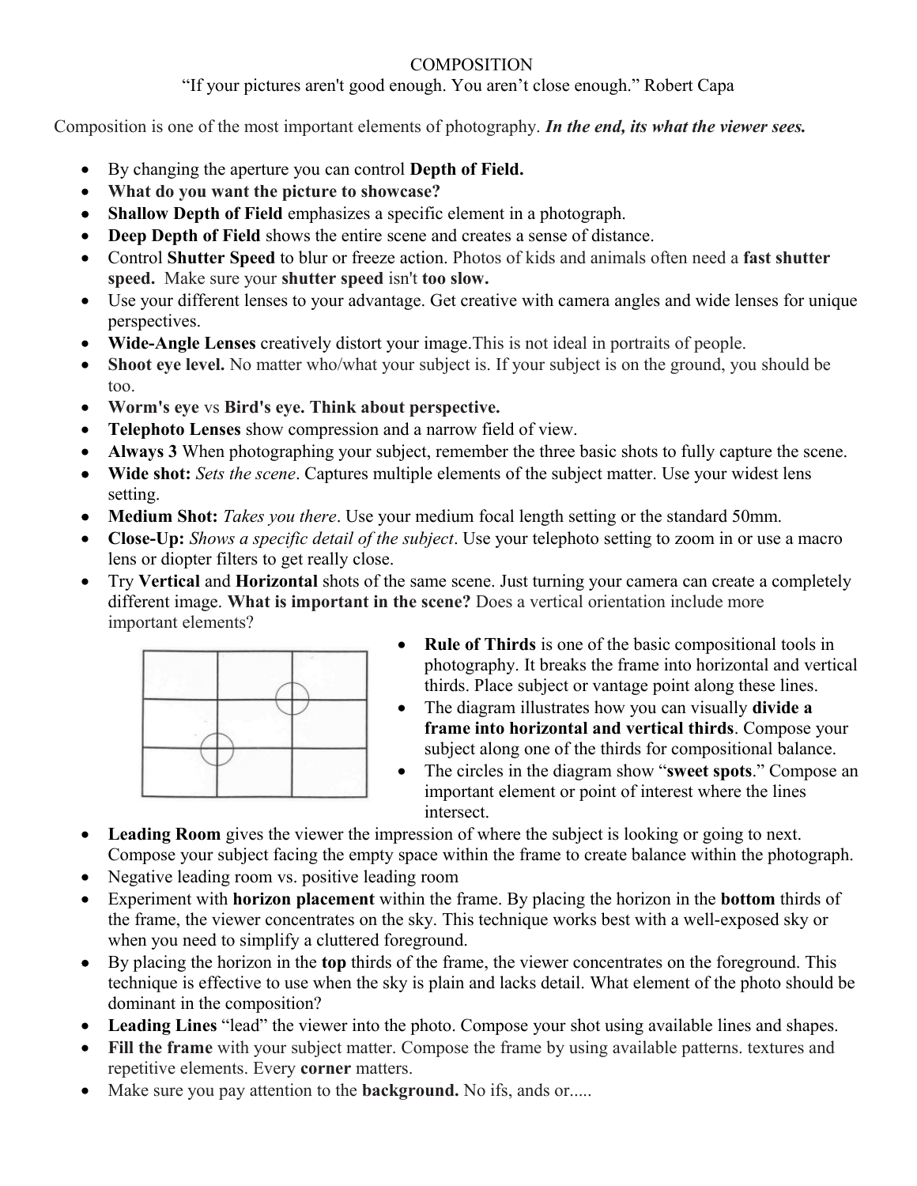# COMPOSITION

"If your pictures aren't good enough. You aren't close enough." Robert Capa

Composition is one of the most important elements of photography. ***In the end, its what the viewer sees.***

- By changing the aperture you can control **Depth of Field.**
- **What do you want the picture to showcase?**
- **Shallow Depth of Field** emphasizes a specific element in a photograph.
- **Deep Depth of Field** shows the entire scene and creates a sense of distance.
- Control **Shutter Speed** to blur or freeze action. Photos of kids and animals often need a **fast shutter speed.** Make sure your **shutter speed** isn't **too slow.**
- Use your different lenses to your advantage. Get creative with camera angles and wide lenses for unique perspectives.
- **Wide-Angle Lenses** creatively distort your image.This is not ideal in portraits of people.
- **Shoot eye level.** No matter who/what your subject is. If your subject is on the ground, you should be too.
- **Worm's eye** vs **Bird's eye. Think about perspective.**
- **Telephoto Lenses** show compression and a narrow field of view.
- **Always 3** When photographing your subject, remember the three basic shots to fully capture the scene.
- **Wide shot:** *Sets the scene*. Captures multiple elements of the subject matter. Use your widest lens setting.
- **Medium Shot:** *Takes you there*. Use your medium focal length setting or the standard 50mm.
- **Close-Up:** *Shows a specific detail of the subject*. Use your telephoto setting to zoom in or use a macro lens or diopter filters to get really close.
- Try **Vertical** and **Horizontal** shots of the same scene. Just turning your camera can create a completely different image. **What is important in the scene?** Does a vertical orientation include more important elements?
- **Rule of Thirds** is one of the basic compositional tools in photography. It breaks the frame into horizontal and vertical thirds. Place subject or vantage point along these lines.
- The diagram illustrates how you can visually **divide a frame into horizontal and vertical thirds**. Compose your subject along one of the thirds for compositional balance.
- The circles in the diagram show "**sweet spots**." Compose an important element or point of interest where the lines intersect.
- **Leading Room** gives the viewer the impression of where the subject is looking or going to next. Compose your subject facing the empty space within the frame to create balance within the photograph.
- Negative leading room vs. positive leading room
- Experiment with **horizon placement** within the frame. By placing the horizon in the **bottom** thirds of the frame, the viewer concentrates on the sky. This technique works best with a well-exposed sky or when you need to simplify a cluttered foreground.
- By placing the horizon in the **top** thirds of the frame, the viewer concentrates on the foreground. This technique is effective to use when the sky is plain and lacks detail. What element of the photo should be dominant in the composition?
- **Leading Lines** "lead" the viewer into the photo. Compose your shot using available lines and shapes.
- **Fill the frame** with your subject matter. Compose the frame by using available patterns. textures and repetitive elements. Every **corner** matters.
- Make sure you pay attention to the **background.** No ifs, ands or.....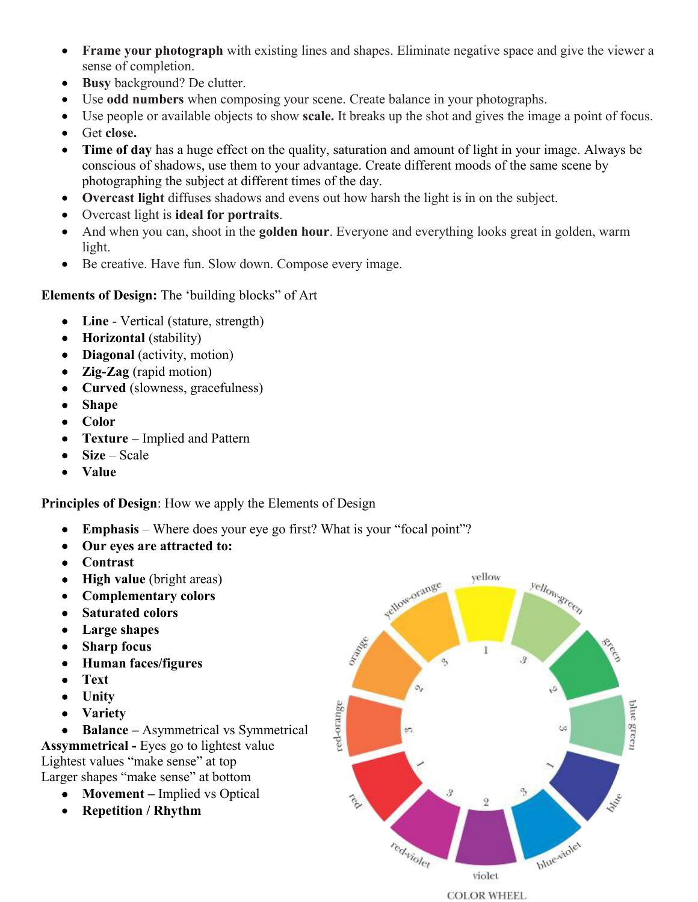- **Frame your photograph** with existing lines and shapes. Eliminate negative space and give the viewer a sense of completion.
- **Busy** background? De clutter.
- Use **odd numbers** when composing your scene. Create balance in your photographs.
- Use people or available objects to show **scale.** It breaks up the shot and gives the image a point of focus.
- Get **close.**
- **Time of day** has a huge effect on the quality, saturation and amount of light in your image. Always be conscious of shadows, use them to your advantage. Create different moods of the same scene by photographing the subject at different times of the day.
- **Overcast light** diffuses shadows and evens out how harsh the light is in on the subject.
- Overcast light is **ideal for portraits**.
- And when you can, shoot in the **golden hour**. Everyone and everything looks great in golden, warm light.
- Be creative. Have fun. Slow down. Compose every image.

**Elements of Design:** The 'building blocks" of Art

- **Line** - Vertical (stature, strength)
- **Horizontal** (stability)
- **Diagonal** (activity, motion)
- **Zig-Zag** (rapid motion)
- **Curved** (slowness, gracefulness)
- **Shape**
- **Color**
- **Texture** – Implied and Pattern
- **Size** – Scale
- **Value**

**Principles of Design**: How we apply the Elements of Design

- **Emphasis** – Where does your eye go first? What is your "focal point"?
- **Our eyes are attracted to:**
- **Contrast**
- **High value** (bright areas)
- **Complementary colors**
- **Saturated colors**
- **Large shapes**
- **Sharp focus**
- **Human faces/figures**
- **Text**
- **Unity**
- **Variety**
- **Balance –** Asymmetrical vs Symmetrical

**Assymmetrical -** Eyes go to lightest value
Lightest values "make sense" at top
Larger shapes "make sense" at bottom

- **Movement –** Implied vs Optical
- **Repetition / Rhythm**

yellow
1
yellow-green
3
green
2
blue green
3
blue
1
blue-violet
3
violet
2
red-violet
3
red
1
red-orange
3
orange
2
yellow-orange
3

COLOR WHEEL